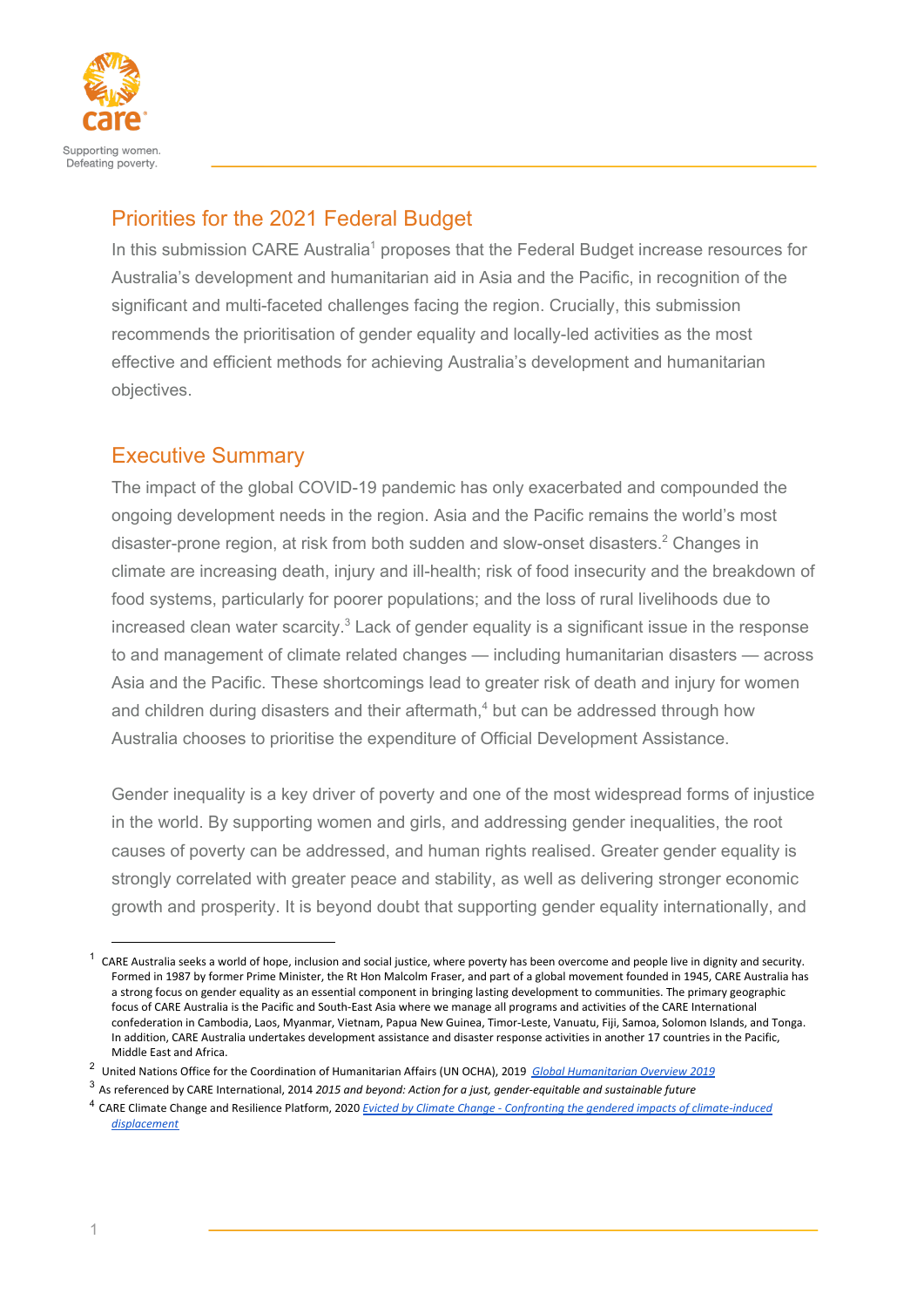Supporting women.
Defeating poverty.

## Priorities for the 2021 Federal Budget

In this submission CARE Australia[1] proposes that the Federal Budget increase resources for Australia's development and humanitarian aid in Asia and the Pacific, in recognition of the significant and multi-faceted challenges facing the region. Crucially, this submission recommends the prioritisation of gender equality and locally-led activities as the most effective and efficient methods for achieving Australia's development and humanitarian objectives.

## Executive Summary

The impact of the global COVID-19 pandemic has only exacerbated and compounded the ongoing development needs in the region. Asia and the Pacific remains the world's most disaster-prone region, at risk from both sudden and slow-onset disasters.[2] Changes in climate are increasing death, injury and ill-health; risk of food insecurity and the breakdown of food systems, particularly for poorer populations; and the loss of rural livelihoods due to increased clean water scarcity.[3] Lack of gender equality is a significant issue in the response to and management of climate related changes — including humanitarian disasters — across Asia and the Pacific. These shortcomings lead to greater risk of death and injury for women and children during disasters and their aftermath,[4] but can be addressed through how Australia chooses to prioritise the expenditure of Official Development Assistance.

Gender inequality is a key driver of poverty and one of the most widespread forms of injustice in the world. By supporting women and girls, and addressing gender inequalities, the root causes of poverty can be addressed, and human rights realised. Greater gender equality is strongly correlated with greater peace and stability, as well as delivering stronger economic growth and prosperity. It is beyond doubt that supporting gender equality internationally, and

---

[1] CARE Australia seeks a world of hope, inclusion and social justice, where poverty has been overcome and people live in dignity and security. Formed in 1987 by former Prime Minister, the Rt Hon Malcolm Fraser, and part of a global movement founded in 1945, CARE Australia has a strong focus on gender equality as an essential component in bringing lasting development to communities. The primary geographic focus of CARE Australia is the Pacific and South-East Asia where we manage all programs and activities of the CARE International confederation in Cambodia, Laos, Myanmar, Vietnam, Papua New Guinea, Timor-Leste, Vanuatu, Fiji, Samoa, Solomon Islands, and Tonga. In addition, CARE Australia undertakes development assistance and disaster response activities in another 17 countries in the Pacific, Middle East and Africa.

[2] United Nations Office for the Coordination of Humanitarian Affairs (UN OCHA), 2019 *Global Humanitarian Overview 2019*

[3] As referenced by CARE International, 2014 *2015 and beyond: Action for a just, gender-equitable and sustainable future*

[4] CARE Climate Change and Resilience Platform, 2020 *Evicted by Climate Change - Confronting the gendered impacts of climate-induced displacement*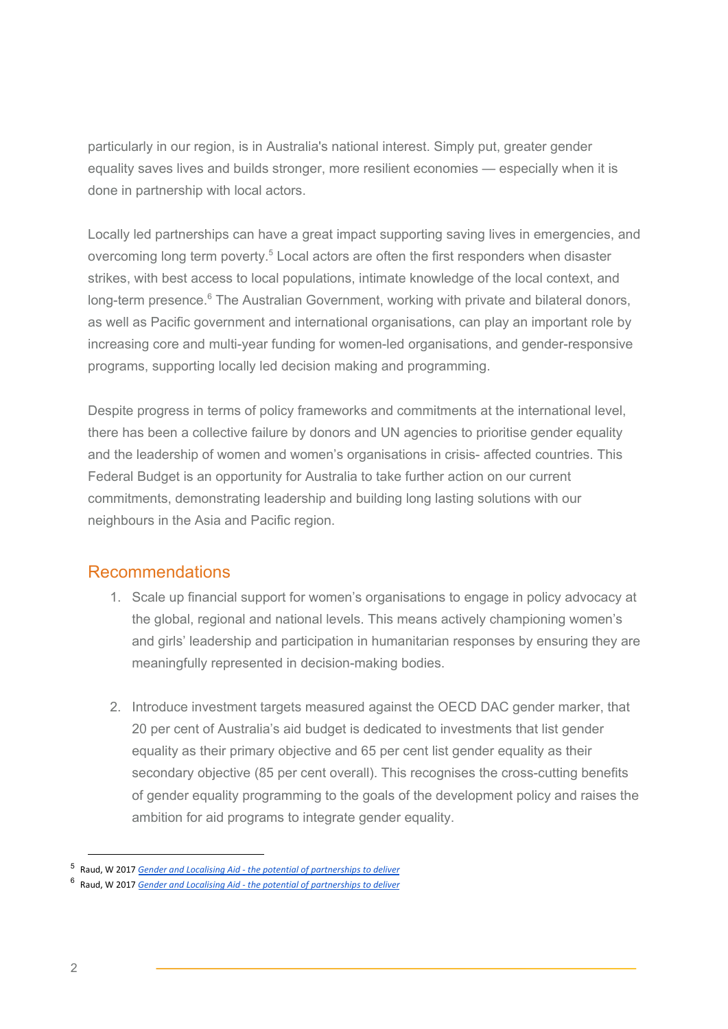particularly in our region, is in Australia's national interest. Simply put, greater gender equality saves lives and builds stronger, more resilient economies — especially when it is done in partnership with local actors.

Locally led partnerships can have a great impact supporting saving lives in emergencies, and overcoming long term poverty.[5] Local actors are often the first responders when disaster strikes, with best access to local populations, intimate knowledge of the local context, and long-term presence.[6] The Australian Government, working with private and bilateral donors, as well as Pacific government and international organisations, can play an important role by increasing core and multi-year funding for women-led organisations, and gender-responsive programs, supporting locally led decision making and programming.

Despite progress in terms of policy frameworks and commitments at the international level, there has been a collective failure by donors and UN agencies to prioritise gender equality and the leadership of women and women's organisations in crisis- affected countries. This Federal Budget is an opportunity for Australia to take further action on our current commitments, demonstrating leadership and building long lasting solutions with our neighbours in the Asia and Pacific region.

## Recommendations

1. Scale up financial support for women's organisations to engage in policy advocacy at the global, regional and national levels. This means actively championing women's and girls' leadership and participation in humanitarian responses by ensuring they are meaningfully represented in decision-making bodies.

2. Introduce investment targets measured against the OECD DAC gender marker, that 20 per cent of Australia's aid budget is dedicated to investments that list gender equality as their primary objective and 65 per cent list gender equality as their secondary objective (85 per cent overall). This recognises the cross-cutting benefits of gender equality programming to the goals of the development policy and raises the ambition for aid programs to integrate gender equality.

---

[5] Raud, W 2017 *Gender and Localising Aid - the potential of partnerships to deliver*

[6] Raud, W 2017 *Gender and Localising Aid - the potential of partnerships to deliver*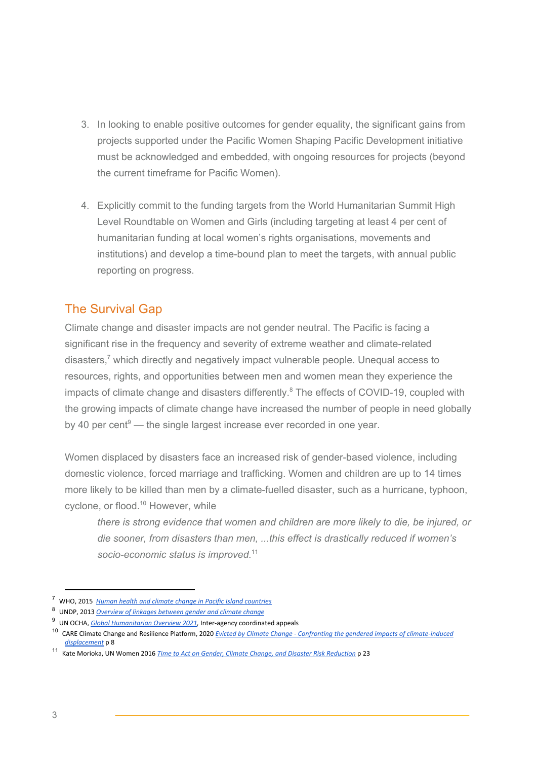3. In looking to enable positive outcomes for gender equality, the significant gains from projects supported under the Pacific Women Shaping Pacific Development initiative must be acknowledged and embedded, with ongoing resources for projects (beyond the current timeframe for Pacific Women).

4. Explicitly commit to the funding targets from the World Humanitarian Summit High Level Roundtable on Women and Girls (including targeting at least 4 per cent of humanitarian funding at local women's rights organisations, movements and institutions) and develop a time-bound plan to meet the targets, with annual public reporting on progress.

## The Survival Gap

Climate change and disaster impacts are not gender neutral. The Pacific is facing a significant rise in the frequency and severity of extreme weather and climate-related disasters,[7] which directly and negatively impact vulnerable people. Unequal access to resources, rights, and opportunities between men and women mean they experience the impacts of climate change and disasters differently.[8] The effects of COVID-19, coupled with the growing impacts of climate change have increased the number of people in need globally by 40 per cent[9] — the single largest increase ever recorded in one year.

Women displaced by disasters face an increased risk of gender-based violence, including domestic violence, forced marriage and trafficking. Women and children are up to 14 times more likely to be killed than men by a climate-fuelled disaster, such as a hurricane, typhoon, cyclone, or flood.[10] However, while

> *there is strong evidence that women and children are more likely to die, be injured, or die sooner, from disasters than men, ...this effect is drastically reduced if women's socio-economic status is improved.*[11]

---

[7] WHO, 2015 *Human health and climate change in Pacific Island countries*

[8] UNDP, 2013 *Overview of linkages between gender and climate change*

[9] UN OCHA, *Global Humanitarian Overview 2021*, Inter-agency coordinated appeals

[10] CARE Climate Change and Resilience Platform, 2020 *Evicted by Climate Change - Confronting the gendered impacts of climate-induced displacement* p 8

[11] Kate Morioka, UN Women 2016 *Time to Act on Gender, Climate Change, and Disaster Risk Reduction* p 23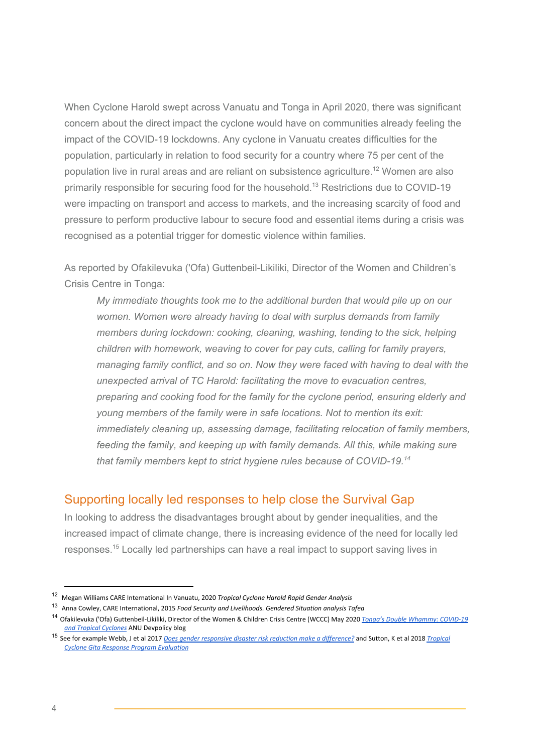When Cyclone Harold swept across Vanuatu and Tonga in April 2020, there was significant concern about the direct impact the cyclone would have on communities already feeling the impact of the COVID-19 lockdowns. Any cyclone in Vanuatu creates difficulties for the population, particularly in relation to food security for a country where 75 per cent of the population live in rural areas and are reliant on subsistence agriculture.[12] Women are also primarily responsible for securing food for the household.[13] Restrictions due to COVID-19 were impacting on transport and access to markets, and the increasing scarcity of food and pressure to perform productive labour to secure food and essential items during a crisis was recognised as a potential trigger for domestic violence within families.

As reported by Ofakilevuka ('Ofa) Guttenbeil-Likiliki, Director of the Women and Children's Crisis Centre in Tonga:

> *My immediate thoughts took me to the additional burden that would pile up on our women. Women were already having to deal with surplus demands from family members during lockdown: cooking, cleaning, washing, tending to the sick, helping children with homework, weaving to cover for pay cuts, calling for family prayers, managing family conflict, and so on. Now they were faced with having to deal with the unexpected arrival of TC Harold: facilitating the move to evacuation centres, preparing and cooking food for the family for the cyclone period, ensuring elderly and young members of the family were in safe locations. Not to mention its exit: immediately cleaning up, assessing damage, facilitating relocation of family members, feeding the family, and keeping up with family demands. All this, while making sure that family members kept to strict hygiene rules because of COVID-19.*[14]

## Supporting locally led responses to help close the Survival Gap

In looking to address the disadvantages brought about by gender inequalities, and the increased impact of climate change, there is increasing evidence of the need for locally led responses.[15] Locally led partnerships can have a real impact to support saving lives in

---

[12] Megan Williams CARE International In Vanuatu, 2020 *Tropical Cyclone Harold Rapid Gender Analysis*

[13] Anna Cowley, CARE International, 2015 *Food Security and Livelihoods. Gendered Situation analysis Tafea*

[14] Ofakilevuka ('Ofa) Guttenbeil-Likiliki, Director of the Women & Children Crisis Centre (WCCC) May 2020 *Tonga's Double Whammy: COVID-19 and Tropical Cyclones* ANU Devpolicy blog

[15] See for example Webb, J et al 2017 *Does gender responsive disaster risk reduction make a difference?* and Sutton, K et al 2018 *Tropical Cyclone Gita Response Program Evaluation*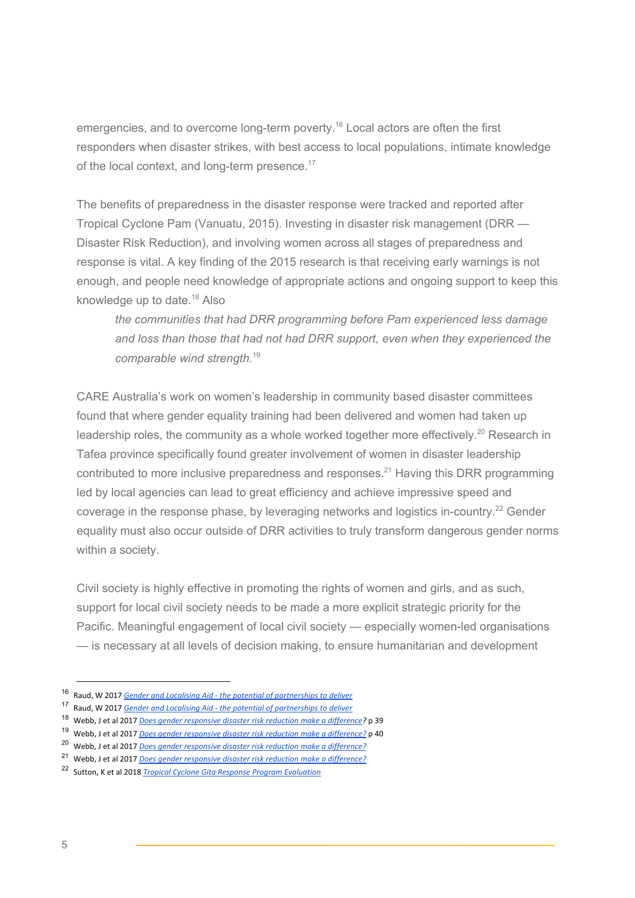emergencies, and to overcome long-term poverty.[16] Local actors are often the first responders when disaster strikes, with best access to local populations, intimate knowledge of the local context, and long-term presence.[17]

The benefits of preparedness in the disaster response were tracked and reported after Tropical Cyclone Pam (Vanuatu, 2015). Investing in disaster risk management (DRR — Disaster Risk Reduction), and involving women across all stages of preparedness and response is vital. A key finding of the 2015 research is that receiving early warnings is not enough, and people need knowledge of appropriate actions and ongoing support to keep this knowledge up to date.[18] Also

> *the communities that had DRR programming before Pam experienced less damage and loss than those that had not had DRR support, even when they experienced the comparable wind strength.*[19]

CARE Australia's work on women's leadership in community based disaster committees found that where gender equality training had been delivered and women had taken up leadership roles, the community as a whole worked together more effectively.[20] Research in Tafea province specifically found greater involvement of women in disaster leadership contributed to more inclusive preparedness and responses.[21] Having this DRR programming led by local agencies can lead to great efficiency and achieve impressive speed and coverage in the response phase, by leveraging networks and logistics in-country.[22] Gender equality must also occur outside of DRR activities to truly transform dangerous gender norms within a society.

Civil society is highly effective in promoting the rights of women and girls, and as such, support for local civil society needs to be made a more explicit strategic priority for the Pacific. Meaningful engagement of local civil society — especially women-led organisations — is necessary at all levels of decision making, to ensure humanitarian and development

---

[16] Raud, W 2017 *Gender and Localising Aid - the potential of partnerships to deliver*

[17] Raud, W 2017 *Gender and Localising Aid - the potential of partnerships to deliver*

[18] Webb, J et al 2017 *Does gender responsive disaster risk reduction make a difference?* p 39

[19] Webb, J et al 2017 *Does gender responsive disaster risk reduction make a difference?* p 40

[20] Webb, J et al 2017 *Does gender responsive disaster risk reduction make a difference?*

[21] Webb, J et al 2017 *Does gender responsive disaster risk reduction make a difference?*

[22] Sutton, K et al 2018 *Tropical Cyclone Gita Response Program Evaluation*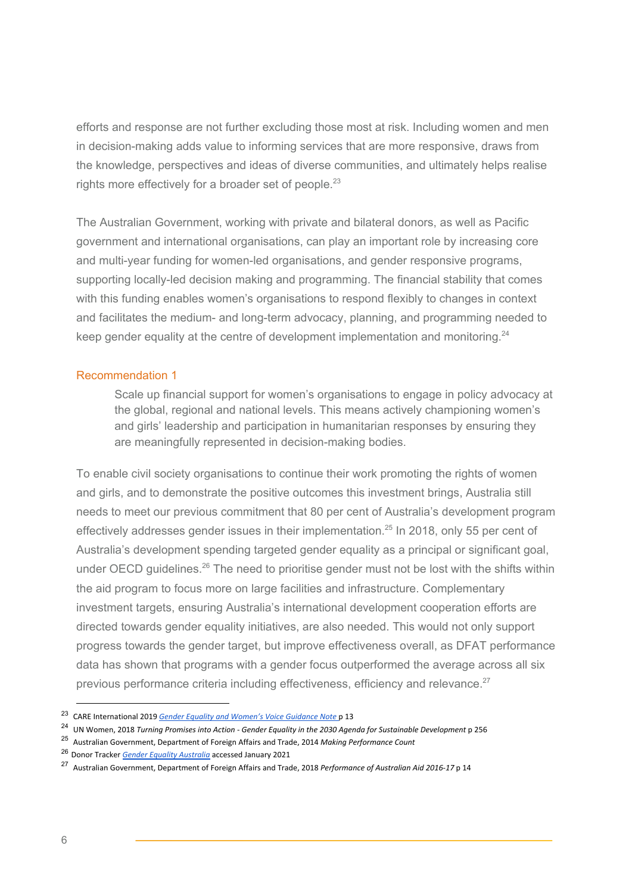efforts and response are not further excluding those most at risk. Including women and men in decision-making adds value to informing services that are more responsive, draws from the knowledge, perspectives and ideas of diverse communities, and ultimately helps realise rights more effectively for a broader set of people.[23]

The Australian Government, working with private and bilateral donors, as well as Pacific government and international organisations, can play an important role by increasing core and multi-year funding for women-led organisations, and gender responsive programs, supporting locally-led decision making and programming. The financial stability that comes with this funding enables women's organisations to respond flexibly to changes in context and facilitates the medium- and long-term advocacy, planning, and programming needed to keep gender equality at the centre of development implementation and monitoring.[24]

### Recommendation 1

> Scale up financial support for women's organisations to engage in policy advocacy at the global, regional and national levels. This means actively championing women's and girls' leadership and participation in humanitarian responses by ensuring they are meaningfully represented in decision-making bodies.

To enable civil society organisations to continue their work promoting the rights of women and girls, and to demonstrate the positive outcomes this investment brings, Australia still needs to meet our previous commitment that 80 per cent of Australia's development program effectively addresses gender issues in their implementation.[25] In 2018, only 55 per cent of Australia's development spending targeted gender equality as a principal or significant goal, under OECD guidelines.[26] The need to prioritise gender must not be lost with the shifts within the aid program to focus more on large facilities and infrastructure. Complementary investment targets, ensuring Australia's international development cooperation efforts are directed towards gender equality initiatives, are also needed. This would not only support progress towards the gender target, but improve effectiveness overall, as DFAT performance data has shown that programs with a gender focus outperformed the average across all six previous performance criteria including effectiveness, efficiency and relevance.[27]

---

[23] CARE International 2019 *Gender Equality and Women's Voice Guidance Note* p 13

[24] UN Women, 2018 *Turning Promises into Action - Gender Equality in the 2030 Agenda for Sustainable Development* p 256

[25] Australian Government, Department of Foreign Affairs and Trade, 2014 *Making Performance Count*

[26] Donor Tracker *Gender Equality Australia* accessed January 2021

[27] Australian Government, Department of Foreign Affairs and Trade, 2018 *Performance of Australian Aid 2016-17* p 14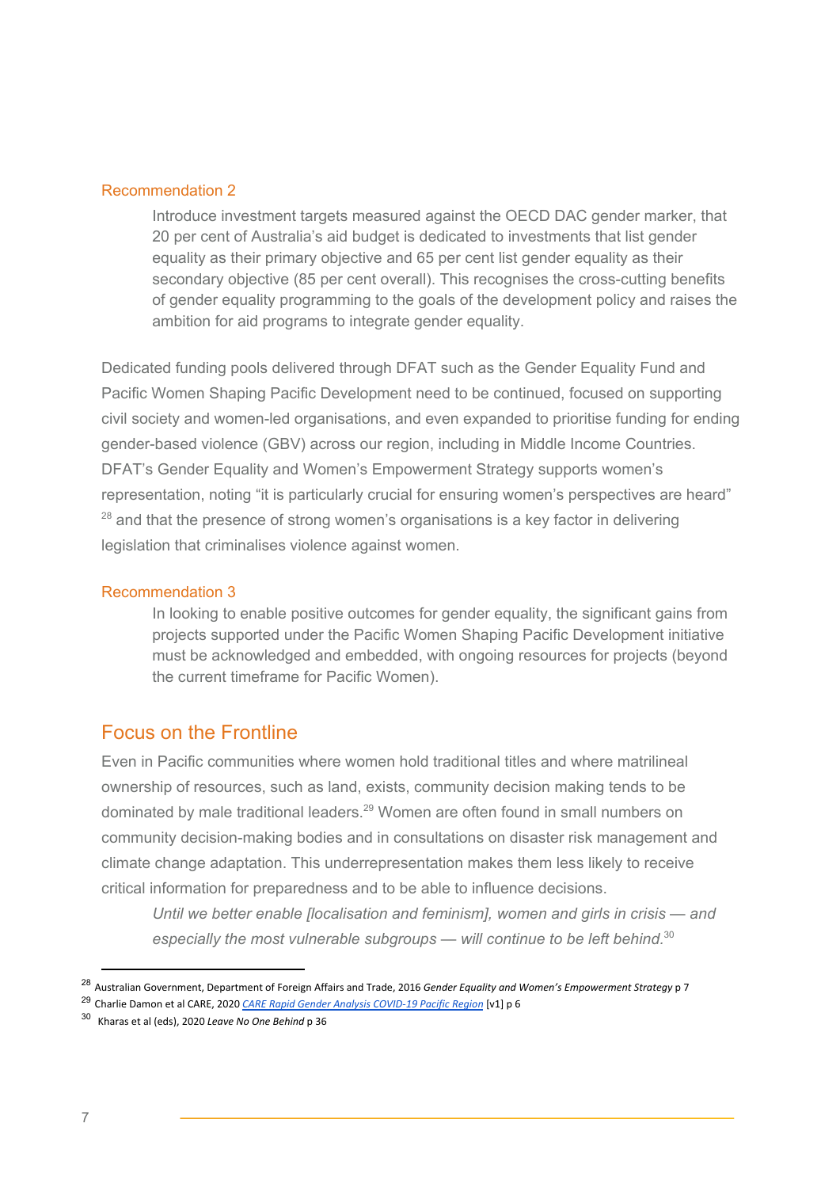### Recommendation 2

> Introduce investment targets measured against the OECD DAC gender marker, that 20 per cent of Australia's aid budget is dedicated to investments that list gender equality as their primary objective and 65 per cent list gender equality as their secondary objective (85 per cent overall). This recognises the cross-cutting benefits of gender equality programming to the goals of the development policy and raises the ambition for aid programs to integrate gender equality.

Dedicated funding pools delivered through DFAT such as the Gender Equality Fund and Pacific Women Shaping Pacific Development need to be continued, focused on supporting civil society and women-led organisations, and even expanded to prioritise funding for ending gender-based violence (GBV) across our region, including in Middle Income Countries. DFAT's Gender Equality and Women's Empowerment Strategy supports women's representation, noting "it is particularly crucial for ensuring women's perspectives are heard" [28] and that the presence of strong women's organisations is a key factor in delivering legislation that criminalises violence against women.

### Recommendation 3

> In looking to enable positive outcomes for gender equality, the significant gains from projects supported under the Pacific Women Shaping Pacific Development initiative must be acknowledged and embedded, with ongoing resources for projects (beyond the current timeframe for Pacific Women).

## Focus on the Frontline

Even in Pacific communities where women hold traditional titles and where matrilineal ownership of resources, such as land, exists, community decision making tends to be dominated by male traditional leaders.[29] Women are often found in small numbers on community decision-making bodies and in consultations on disaster risk management and climate change adaptation. This underrepresentation makes them less likely to receive critical information for preparedness and to be able to influence decisions.

> *Until we better enable [localisation and feminism], women and girls in crisis — and especially the most vulnerable subgroups — will continue to be left behind.*[30]

---

[28] Australian Government, Department of Foreign Affairs and Trade, 2016 *Gender Equality and Women's Empowerment Strategy* p 7

[29] Charlie Damon et al CARE, 2020 *CARE Rapid Gender Analysis COVID-19 Pacific Region* [v1] p 6

[30] Kharas et al (eds), 2020 *Leave No One Behind* p 36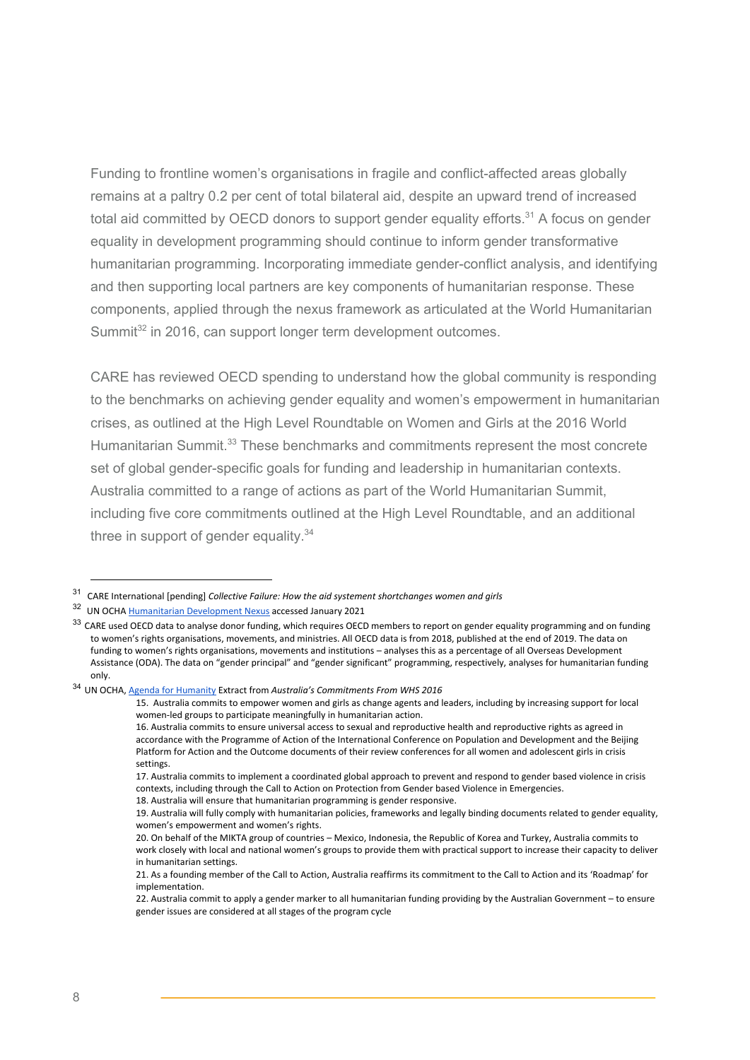Funding to frontline women's organisations in fragile and conflict-affected areas globally remains at a paltry 0.2 per cent of total bilateral aid, despite an upward trend of increased total aid committed by OECD donors to support gender equality efforts.[31] A focus on gender equality in development programming should continue to inform gender transformative humanitarian programming. Incorporating immediate gender-conflict analysis, and identifying and then supporting local partners are key components of humanitarian response. These components, applied through the nexus framework as articulated at the World Humanitarian Summit[32] in 2016, can support longer term development outcomes.

CARE has reviewed OECD spending to understand how the global community is responding to the benchmarks on achieving gender equality and women's empowerment in humanitarian crises, as outlined at the High Level Roundtable on Women and Girls at the 2016 World Humanitarian Summit.[33] These benchmarks and commitments represent the most concrete set of global gender-specific goals for funding and leadership in humanitarian contexts. Australia committed to a range of actions as part of the World Humanitarian Summit, including five core commitments outlined at the High Level Roundtable, and an additional three in support of gender equality.[34]

---

[31] CARE International [pending] *Collective Failure: How the aid systement shortchanges women and girls*

[32] UN OCHA Humanitarian Development Nexus accessed January 2021

[33] CARE used OECD data to analyse donor funding, which requires OECD members to report on gender equality programming and on funding to women's rights organisations, movements, and ministries. All OECD data is from 2018, published at the end of 2019. The data on funding to women's rights organisations, movements and institutions – analyses this as a percentage of all Overseas Development Assistance (ODA). The data on "gender principal" and "gender significant" programming, respectively, analyses for humanitarian funding only.

[34] UN OCHA, Agenda for Humanity Extract from *Australia's Commitments From WHS 2016*

15. Australia commits to empower women and girls as change agents and leaders, including by increasing support for local women-led groups to participate meaningfully in humanitarian action.
16. Australia commits to ensure universal access to sexual and reproductive health and reproductive rights as agreed in accordance with the Programme of Action of the International Conference on Population and Development and the Beijing Platform for Action and the Outcome documents of their review conferences for all women and adolescent girls in crisis settings.
17. Australia commits to implement a coordinated global approach to prevent and respond to gender based violence in crisis contexts, including through the Call to Action on Protection from Gender based Violence in Emergencies.
18. Australia will ensure that humanitarian programming is gender responsive.
19. Australia will fully comply with humanitarian policies, frameworks and legally binding documents related to gender equality, women's empowerment and women's rights.
20. On behalf of the MIKTA group of countries – Mexico, Indonesia, the Republic of Korea and Turkey, Australia commits to work closely with local and national women's groups to provide them with practical support to increase their capacity to deliver in humanitarian settings.
21. As a founding member of the Call to Action, Australia reaffirms its commitment to the Call to Action and its 'Roadmap' for implementation.
22. Australia commit to apply a gender marker to all humanitarian funding providing by the Australian Government – to ensure gender issues are considered at all stages of the program cycle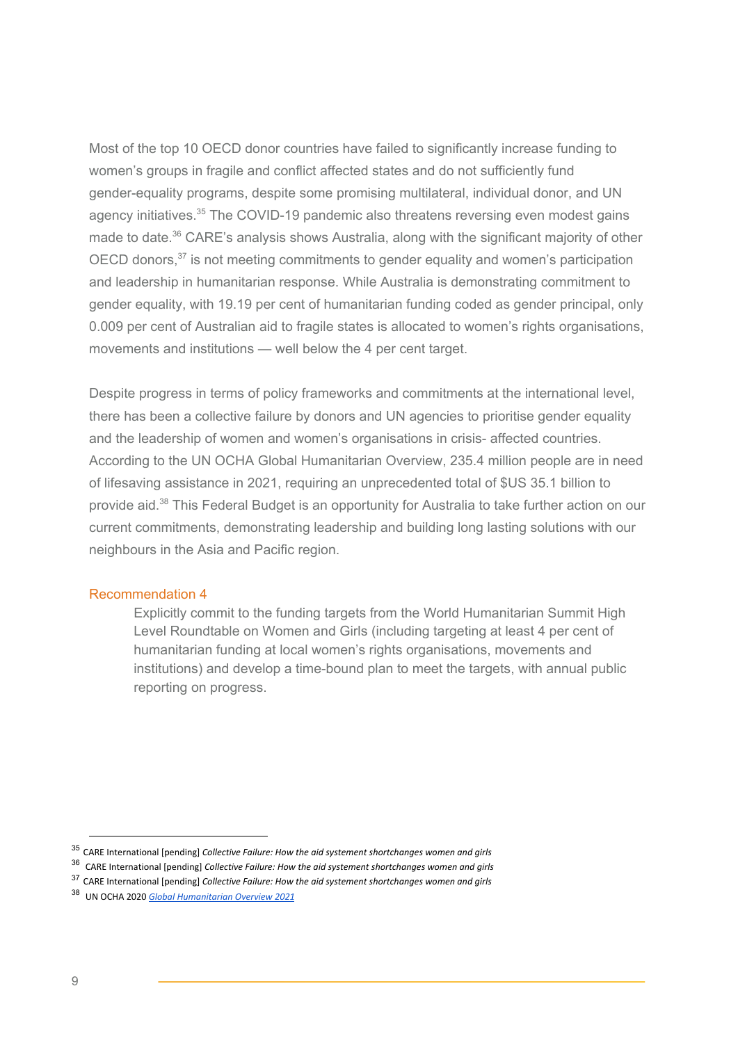Most of the top 10 OECD donor countries have failed to significantly increase funding to women's groups in fragile and conflict affected states and do not sufficiently fund gender-equality programs, despite some promising multilateral, individual donor, and UN agency initiatives.[35] The COVID-19 pandemic also threatens reversing even modest gains made to date.[36] CARE's analysis shows Australia, along with the significant majority of other OECD donors,[37] is not meeting commitments to gender equality and women's participation and leadership in humanitarian response. While Australia is demonstrating commitment to gender equality, with 19.19 per cent of humanitarian funding coded as gender principal, only 0.009 per cent of Australian aid to fragile states is allocated to women's rights organisations, movements and institutions — well below the 4 per cent target.

Despite progress in terms of policy frameworks and commitments at the international level, there has been a collective failure by donors and UN agencies to prioritise gender equality and the leadership of women and women's organisations in crisis- affected countries. According to the UN OCHA Global Humanitarian Overview, 235.4 million people are in need of lifesaving assistance in 2021, requiring an unprecedented total of $US 35.1 billion to provide aid.[38] This Federal Budget is an opportunity for Australia to take further action on our current commitments, demonstrating leadership and building long lasting solutions with our neighbours in the Asia and Pacific region.

### Recommendation 4

> Explicitly commit to the funding targets from the World Humanitarian Summit High Level Roundtable on Women and Girls (including targeting at least 4 per cent of humanitarian funding at local women's rights organisations, movements and institutions) and develop a time-bound plan to meet the targets, with annual public reporting on progress.

---

[35] CARE International [pending] *Collective Failure: How the aid systement shortchanges women and girls*

[36] CARE International [pending] *Collective Failure: How the aid systement shortchanges women and girls*

[37] CARE International [pending] *Collective Failure: How the aid systement shortchanges women and girls*

[38] UN OCHA 2020 *Global Humanitarian Overview 2021*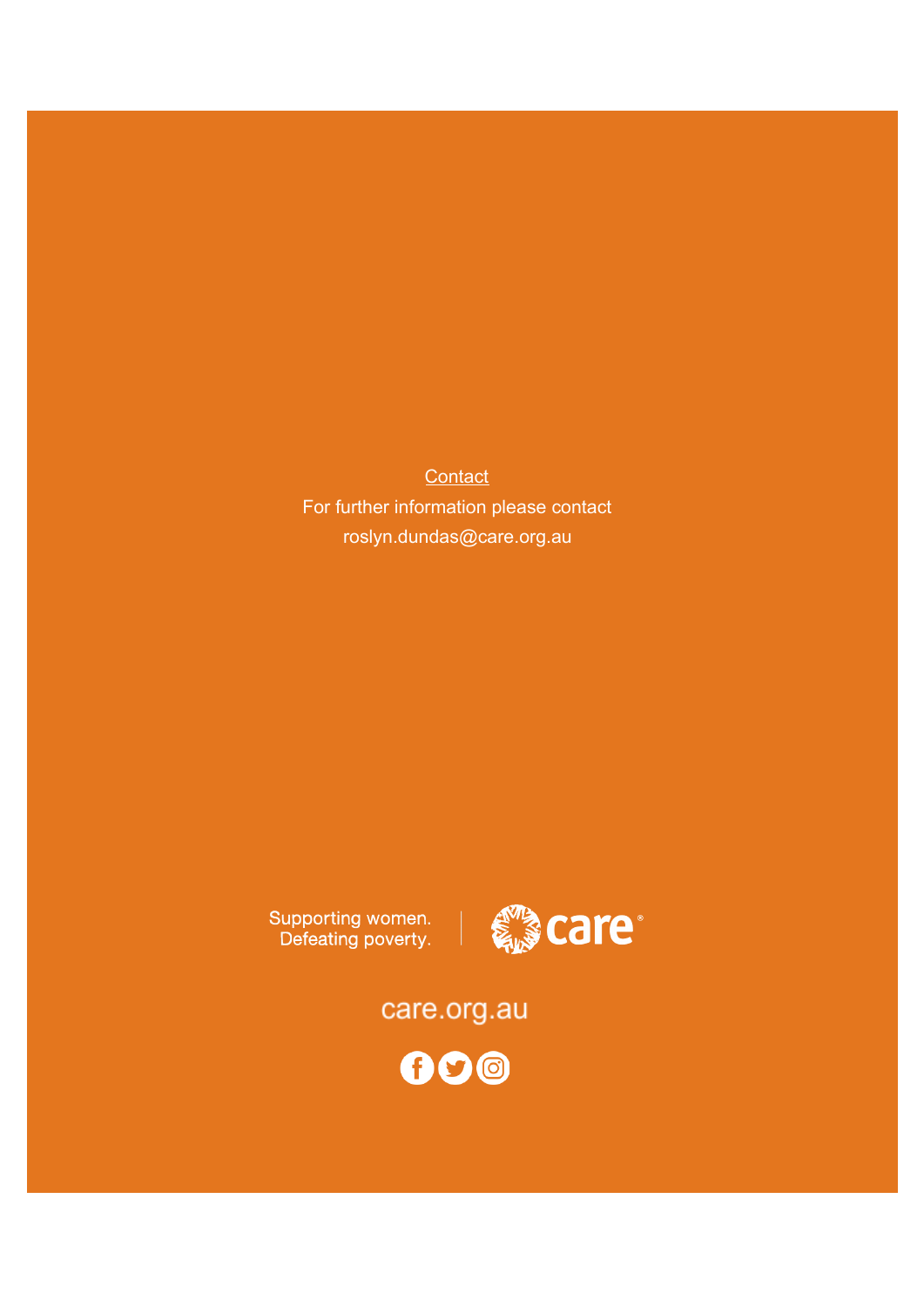Contact

For further information please contact

roslyn.dundas@care.org.au

Supporting women.
Defeating poverty.

care

care.org.au